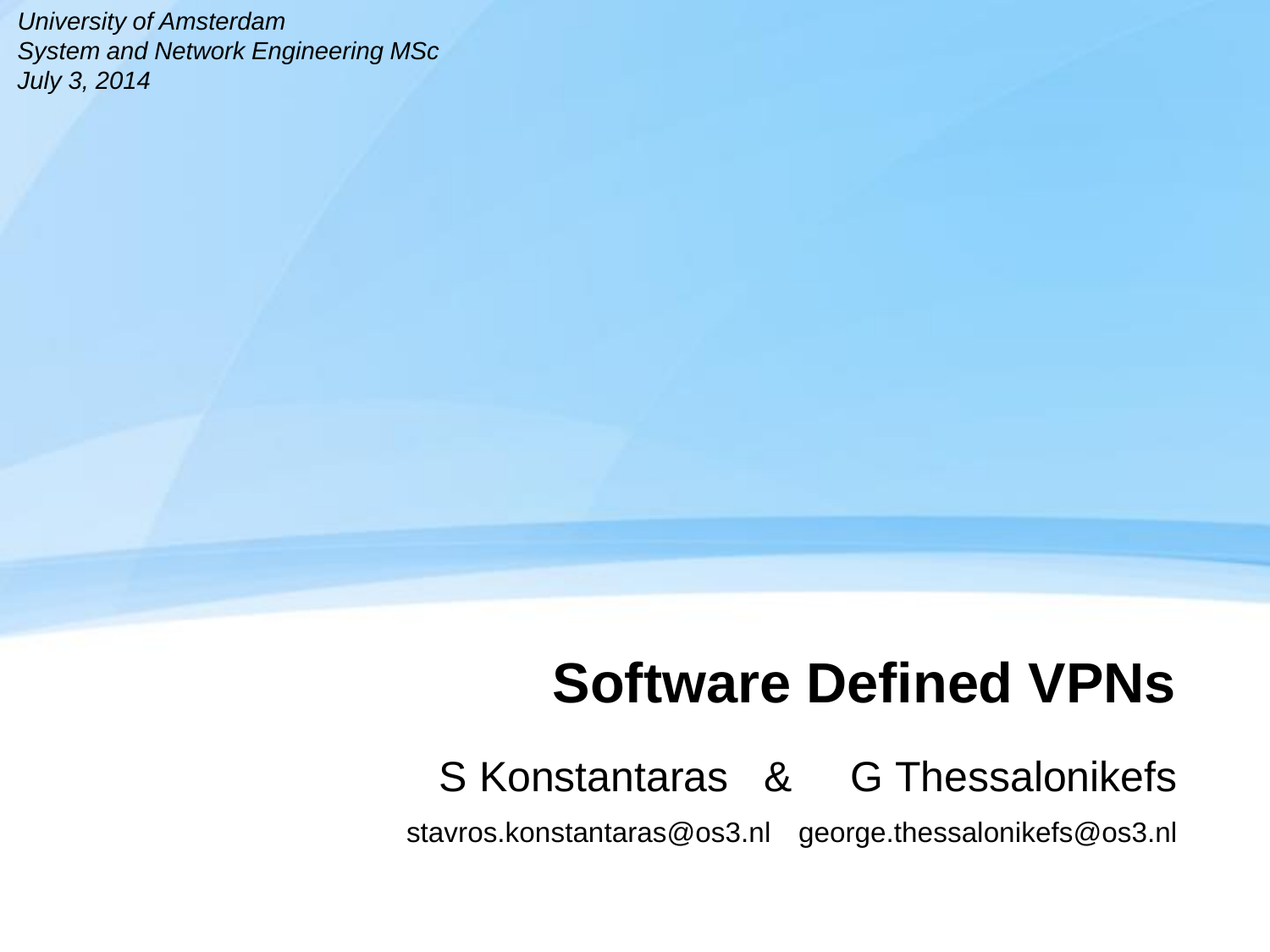*University of Amsterdam*
*System and Network Engineering MSc*
*July 3, 2014*

# Software Defined VPNs

S Konstantaras & G Thessalonikefs

stavros.konstantaras@os3.nl george.thessalonikefs@os3.nl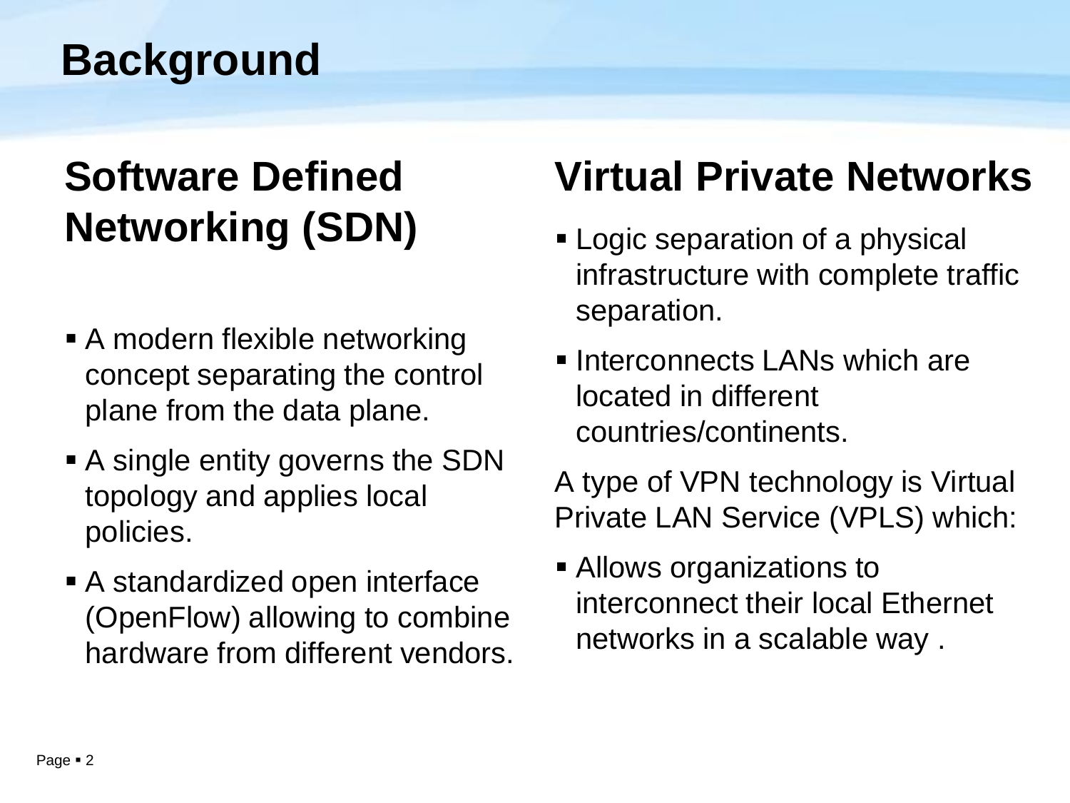# Background

## Software Defined Networking (SDN)

- A modern flexible networking concept separating the control plane from the data plane.
- A single entity governs the SDN topology and applies local policies.
- A standardized open interface (OpenFlow) allowing to combine hardware from different vendors.

## Virtual Private Networks

- Logic separation of a physical infrastructure with complete traffic separation.
- Interconnects LANs which are located in different countries/continents.

A type of VPN technology is Virtual Private LAN Service (VPLS) which:

- Allows organizations to interconnect their local Ethernet networks in a scalable way .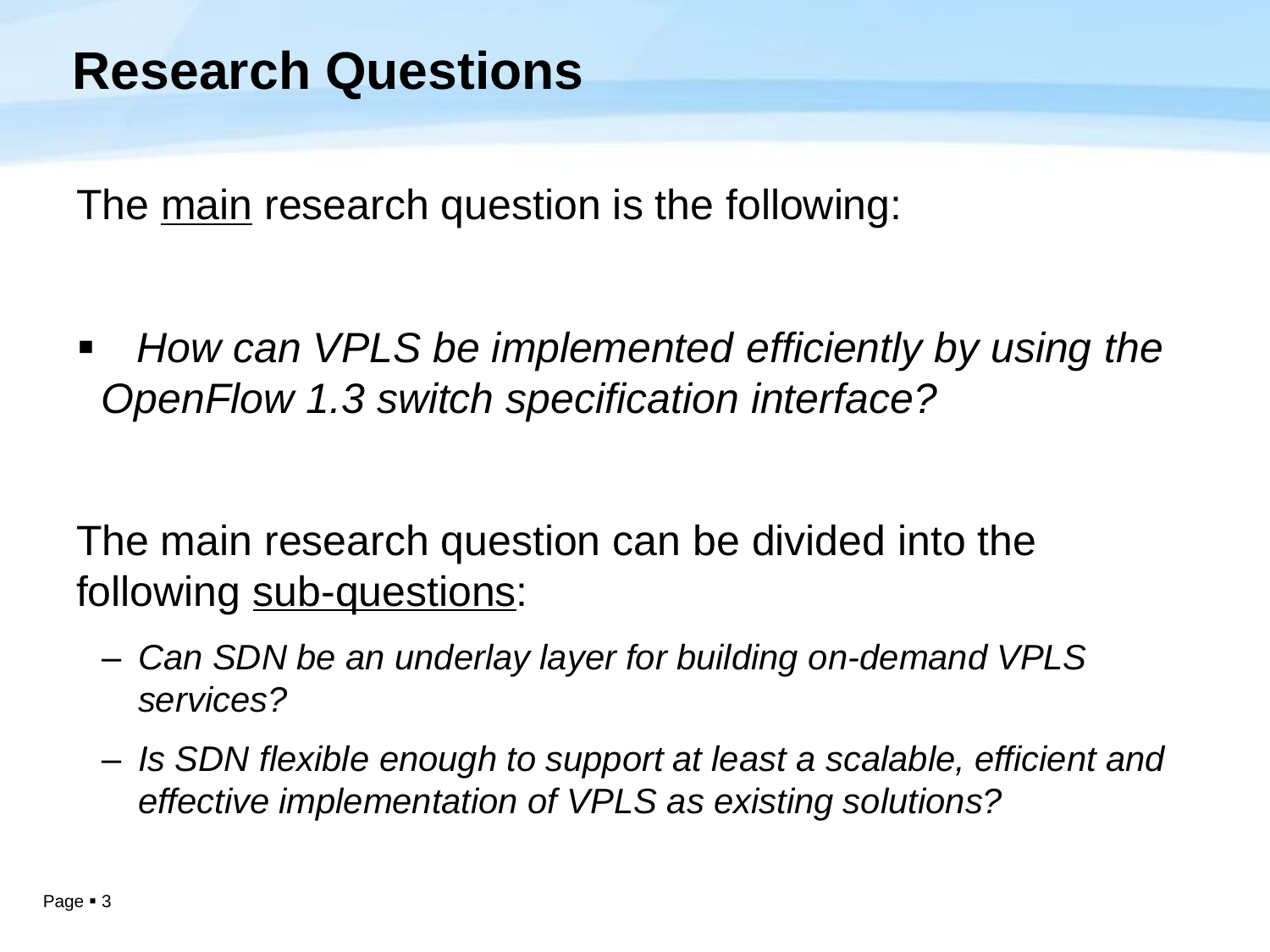# Research Questions

The main research question is the following:

- *How can VPLS be implemented efficiently by using the OpenFlow 1.3 switch specification interface?*

The main research question can be divided into the following sub-questions:

- *Can SDN be an underlay layer for building on-demand VPLS services?*
- *Is SDN flexible enough to support at least a scalable, efficient and effective implementation of VPLS as existing solutions?*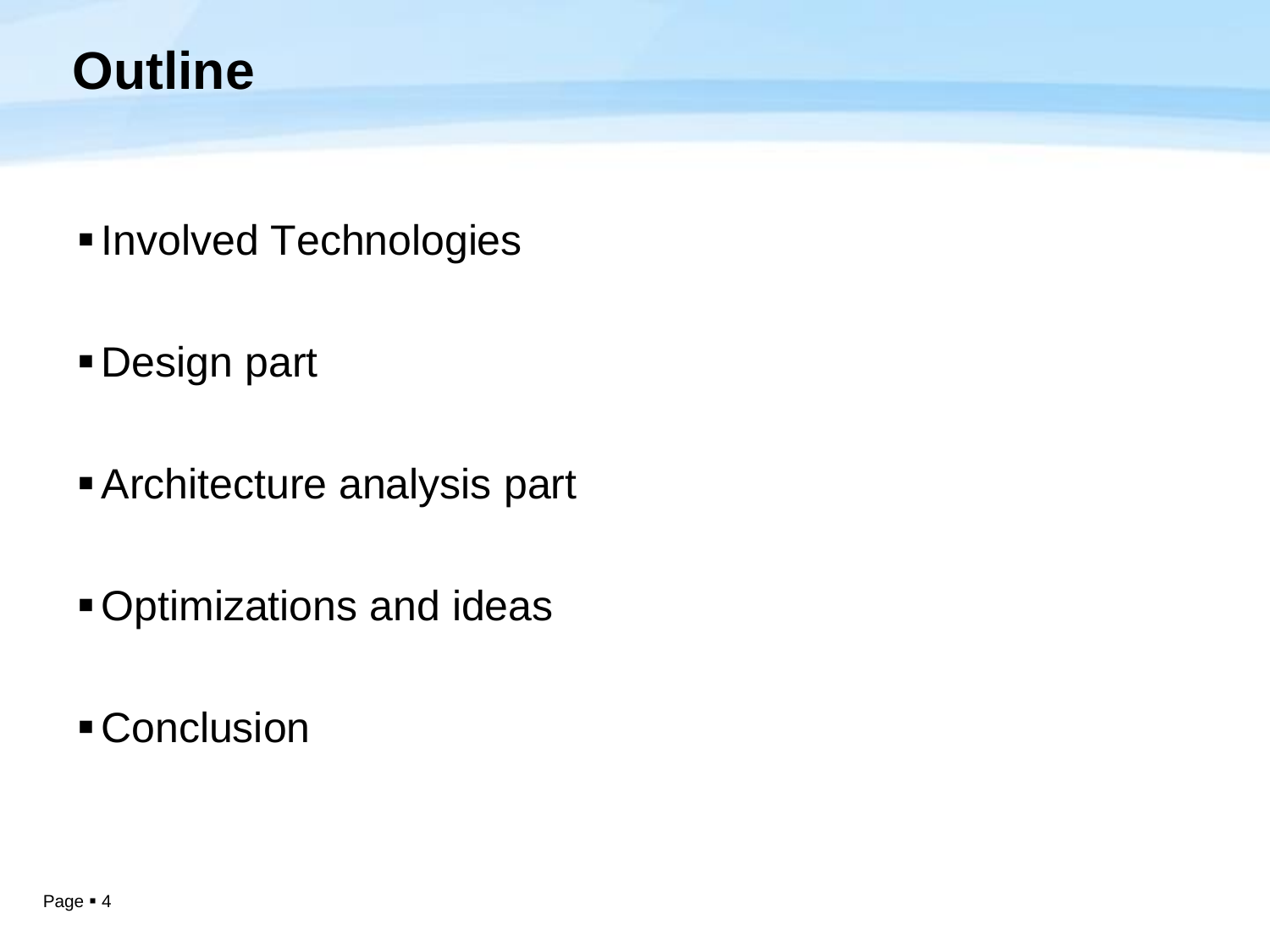# Outline

- Involved Technologies
- Design part
- Architecture analysis part
- Optimizations and ideas
- Conclusion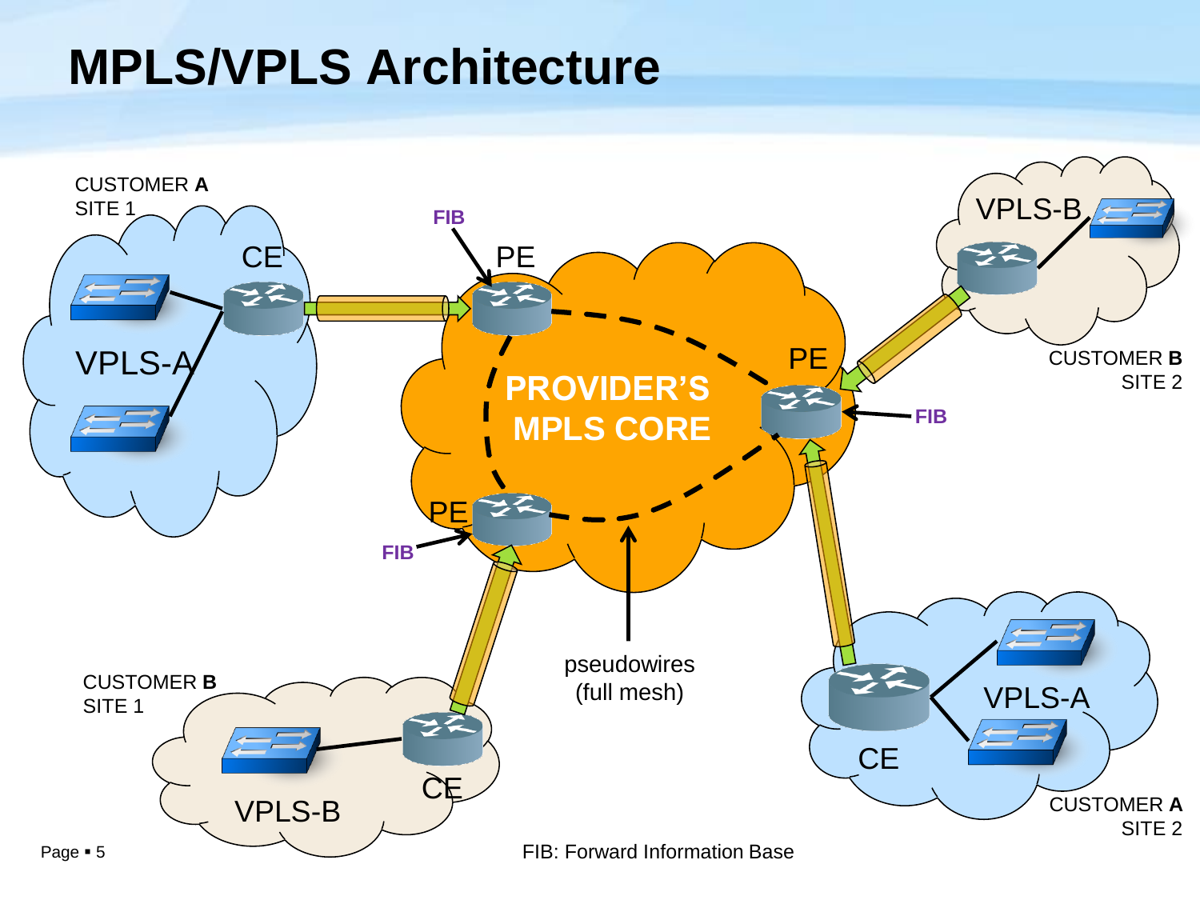# MPLS/VPLS Architecture

CUSTOMER **A** SITE 1

VPLS-A

CE

FIB

PE

PROVIDER'S MPLS CORE

PE

FIB

PE

FIB

pseudowires (full mesh)

VPLS-B

CUSTOMER **B** SITE 2

CUSTOMER **B** SITE 1

VPLS-B

CE

CE

VPLS-A

CUSTOMER **A** SITE 2

FIB: Forward Information Base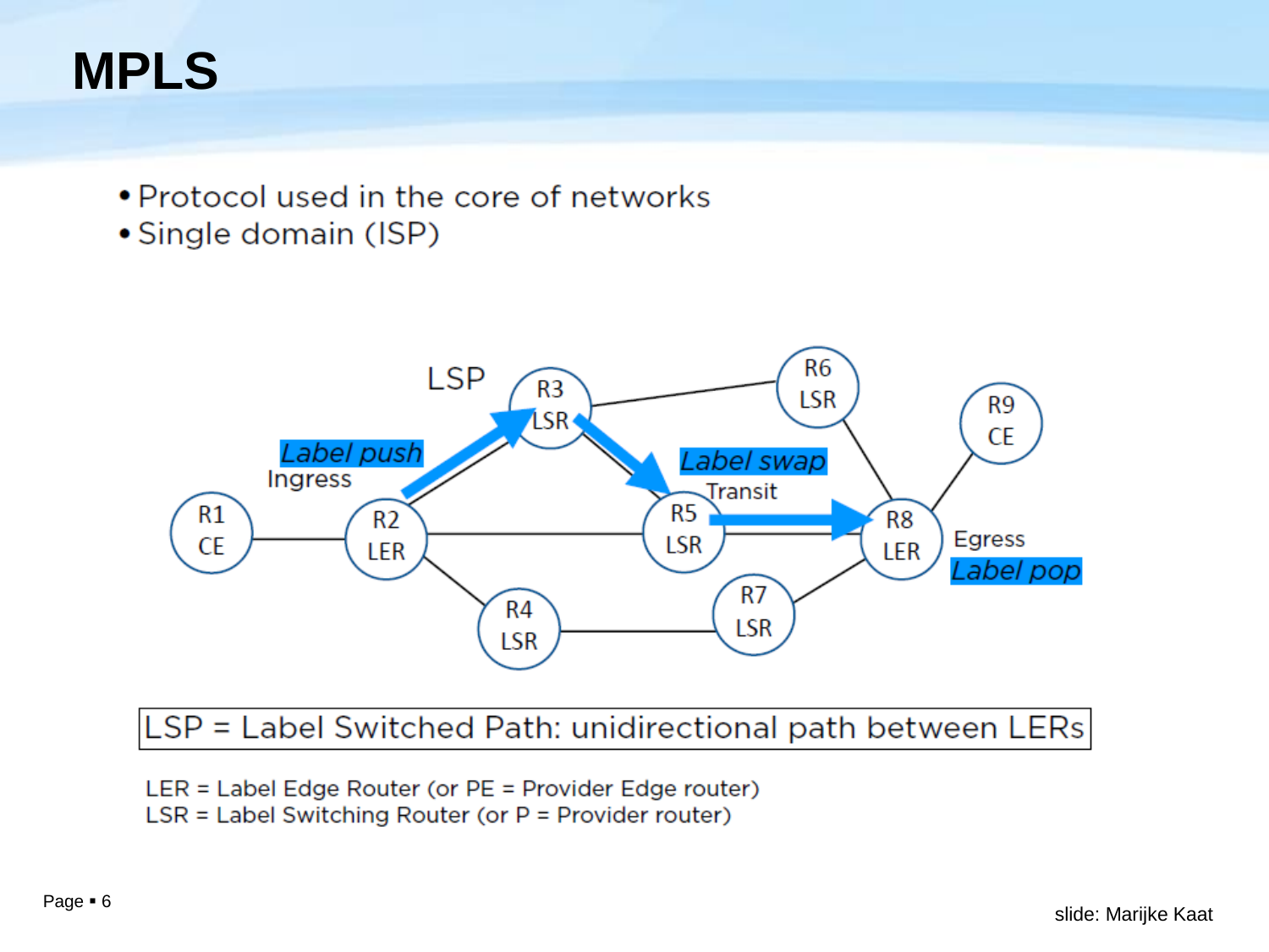# MPLS

- Protocol used in the core of networks
- Single domain (ISP)

LSP = Label Switched Path: unidirectional path between LERs

LER = Label Edge Router (or PE = Provider Edge router)
LSR = Label Switching Router (or P = Provider router)

slide: Marijke Kaat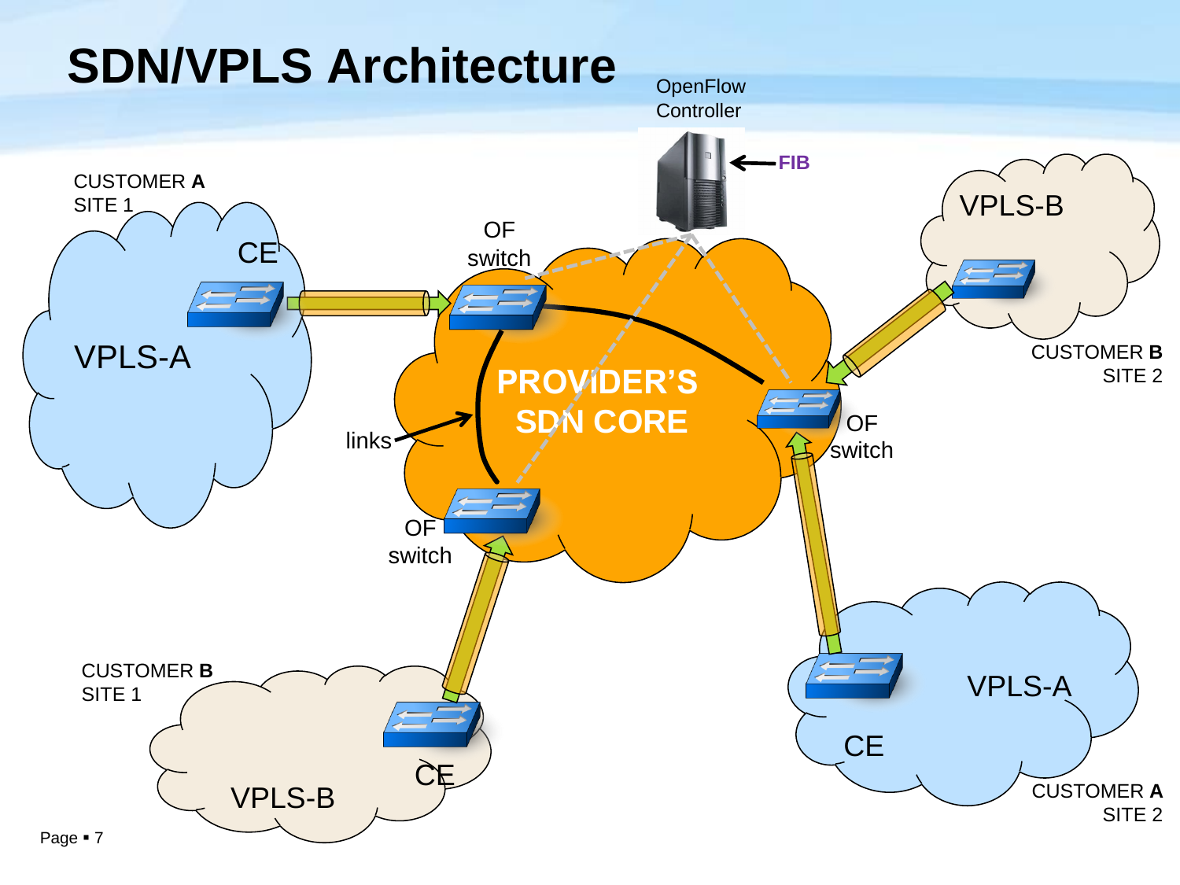# SDN/VPLS Architecture

OpenFlow Controller

FIB

CUSTOMER **A**
SITE 1

CE

VPLS-A

OF switch

links

PROVIDER'S SDN CORE

OF switch

OF switch

VPLS-B

CUSTOMER **B**
SITE 2

CUSTOMER **B**
SITE 1

CE

VPLS-B

CE

VPLS-A

CUSTOMER **A**
SITE 2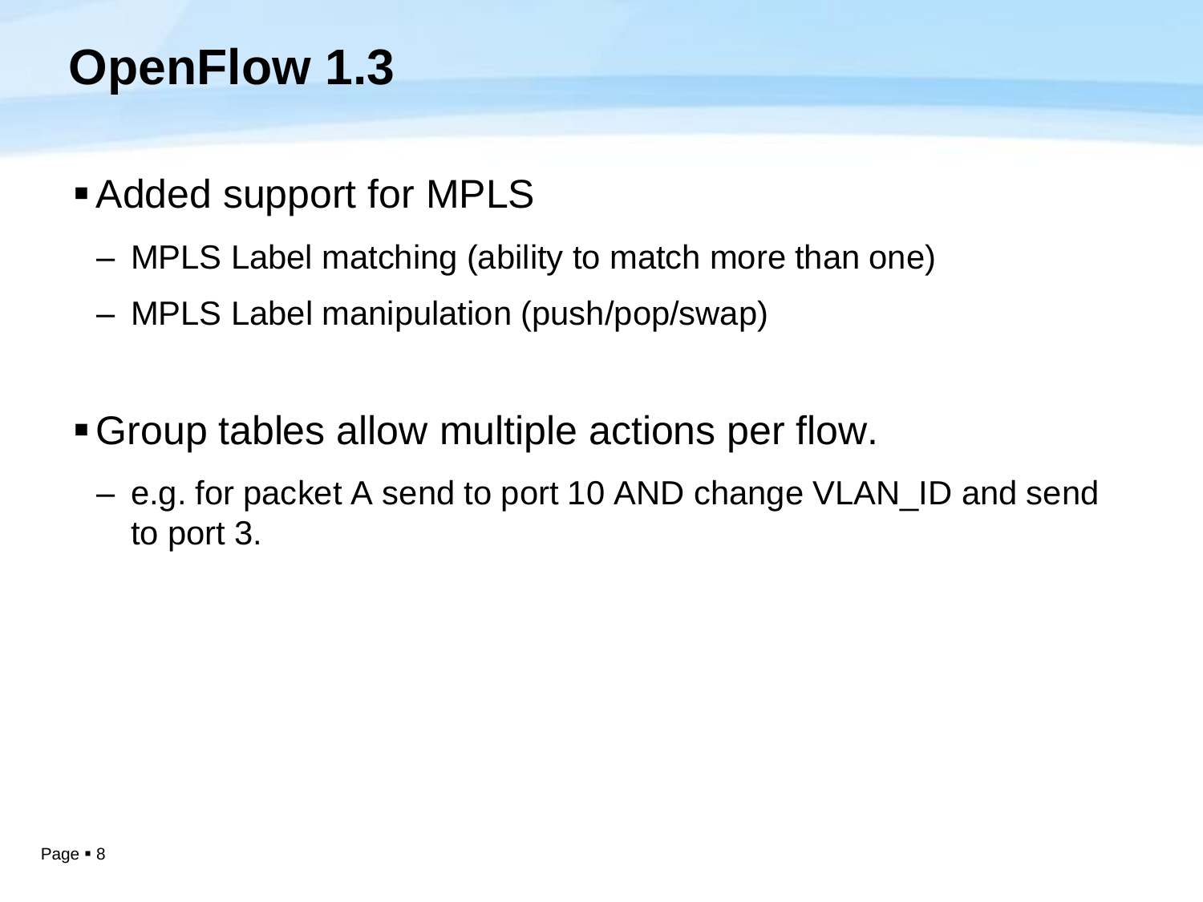# OpenFlow 1.3

- Added support for MPLS
  - MPLS Label matching (ability to match more than one)
  - MPLS Label manipulation (push/pop/swap)

- Group tables allow multiple actions per flow.
  - e.g. for packet A send to port 10 AND change VLAN_ID and send to port 3.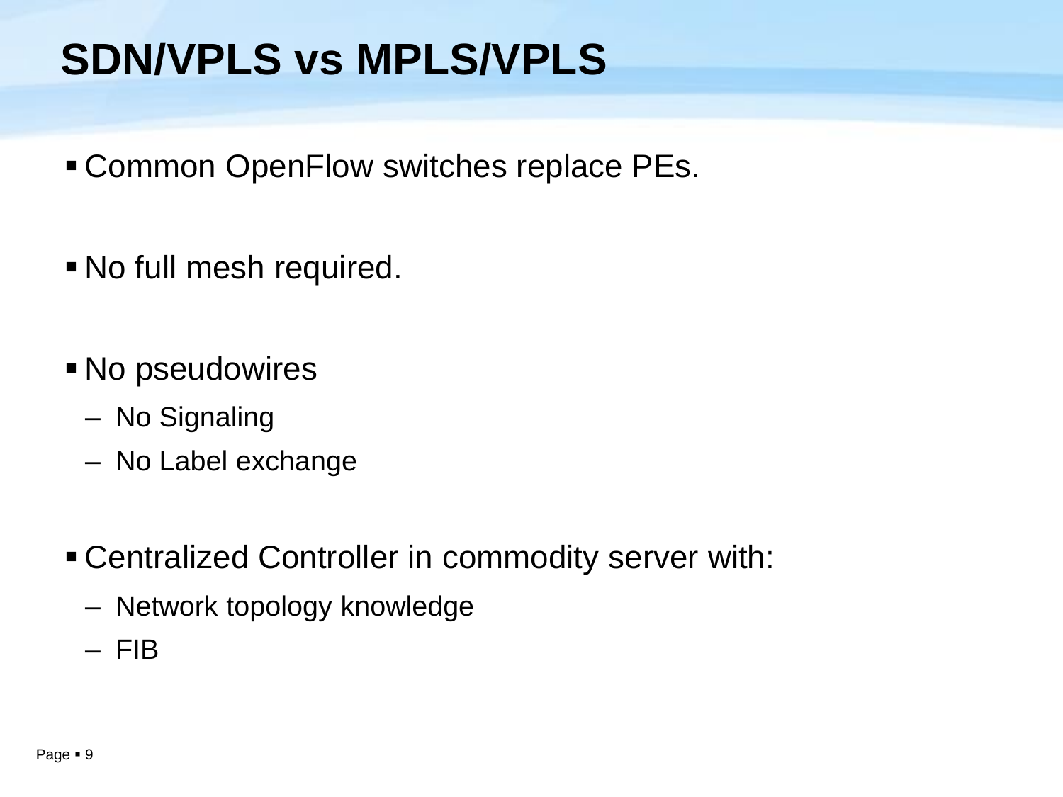# SDN/VPLS vs MPLS/VPLS

- Common OpenFlow switches replace PEs.
- No full mesh required.
- No pseudowires
  - No Signaling
  - No Label exchange
- Centralized Controller in commodity server with:
  - Network topology knowledge
  - FIB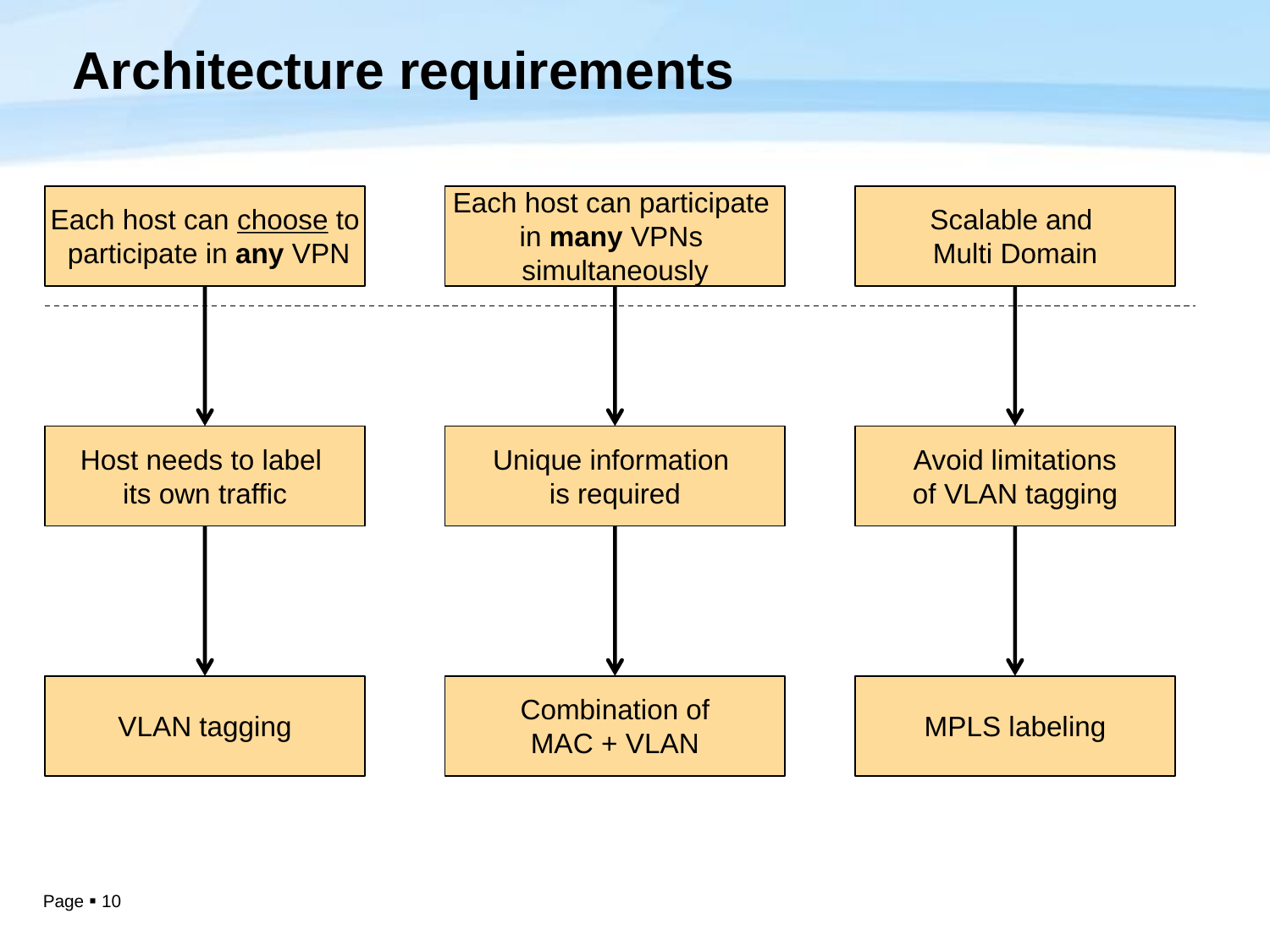# Architecture requirements

| Each host can <u>choose</u> to participate in **any** VPN | Each host can participate in **many** VPNs simultaneously | Scalable and Multi Domain |
|---|---|---|
| ↓ | ↓ | ↓ |
| Host needs to label its own traffic | Unique information is required | Avoid limitations of VLAN tagging |
| ↓ | ↓ | ↓ |
| VLAN tagging | Combination of MAC + VLAN | MPLS labeling |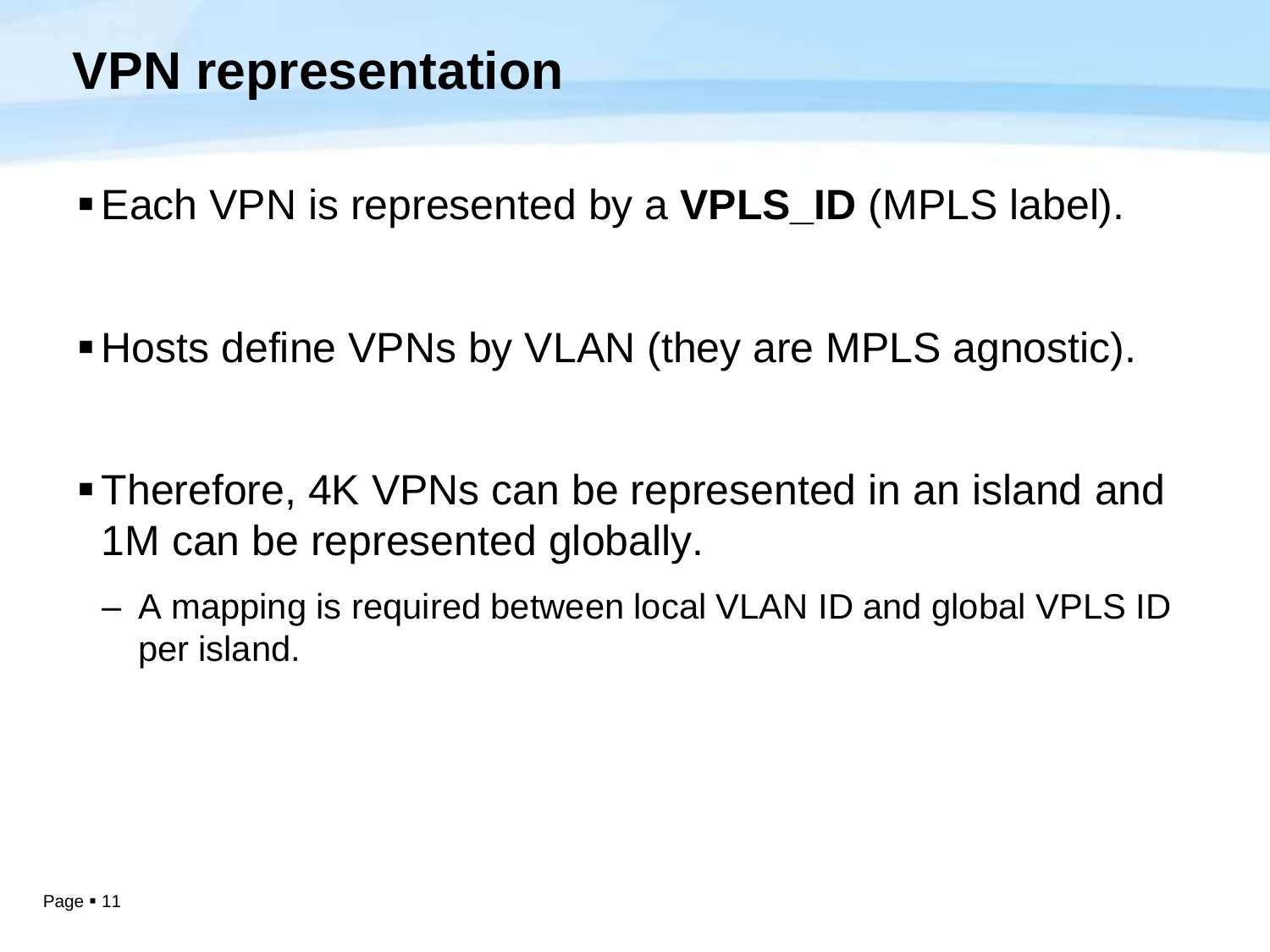# VPN representation

- Each VPN is represented by a **VPLS_ID** (MPLS label).

- Hosts define VPNs by VLAN (they are MPLS agnostic).

- Therefore, 4K VPNs can be represented in an island and 1M can be represented globally.
  - A mapping is required between local VLAN ID and global VPLS ID per island.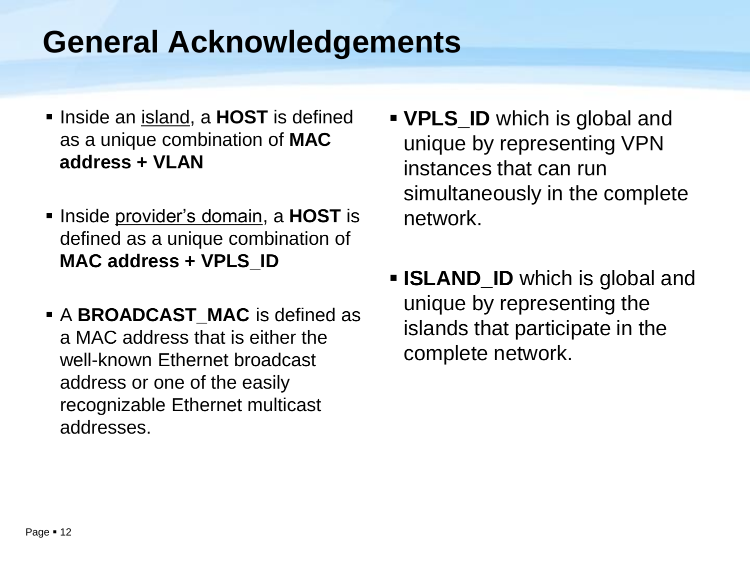# General Acknowledgements

- Inside an island, a **HOST** is defined as a unique combination of **MAC address + VLAN**

- Inside provider's domain, a **HOST** is defined as a unique combination of **MAC address + VPLS_ID**

- A **BROADCAST_MAC** is defined as a MAC address that is either the well-known Ethernet broadcast address or one of the easily recognizable Ethernet multicast addresses.

- **VPLS_ID** which is global and unique by representing VPN instances that can run simultaneously in the complete network.

- **ISLAND_ID** which is global and unique by representing the islands that participate in the complete network.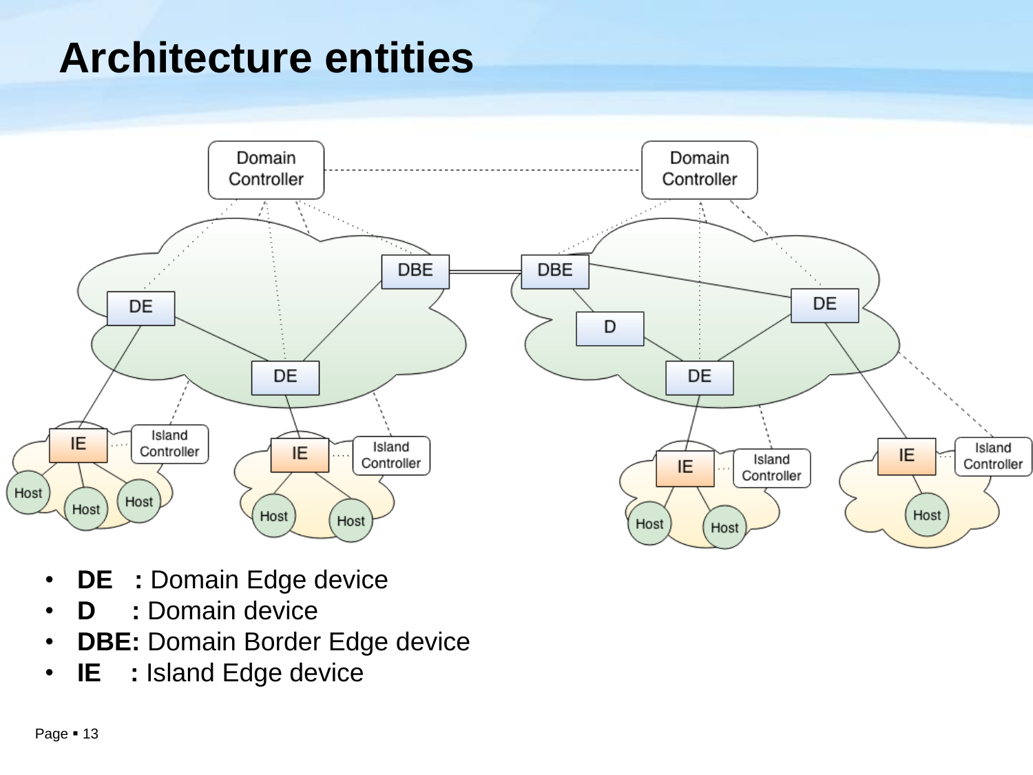# Architecture entities

- **DE : Domain Edge device**
- **D : Domain device**
- **DBE: Domain Border Edge device**
- **IE : Island Edge device**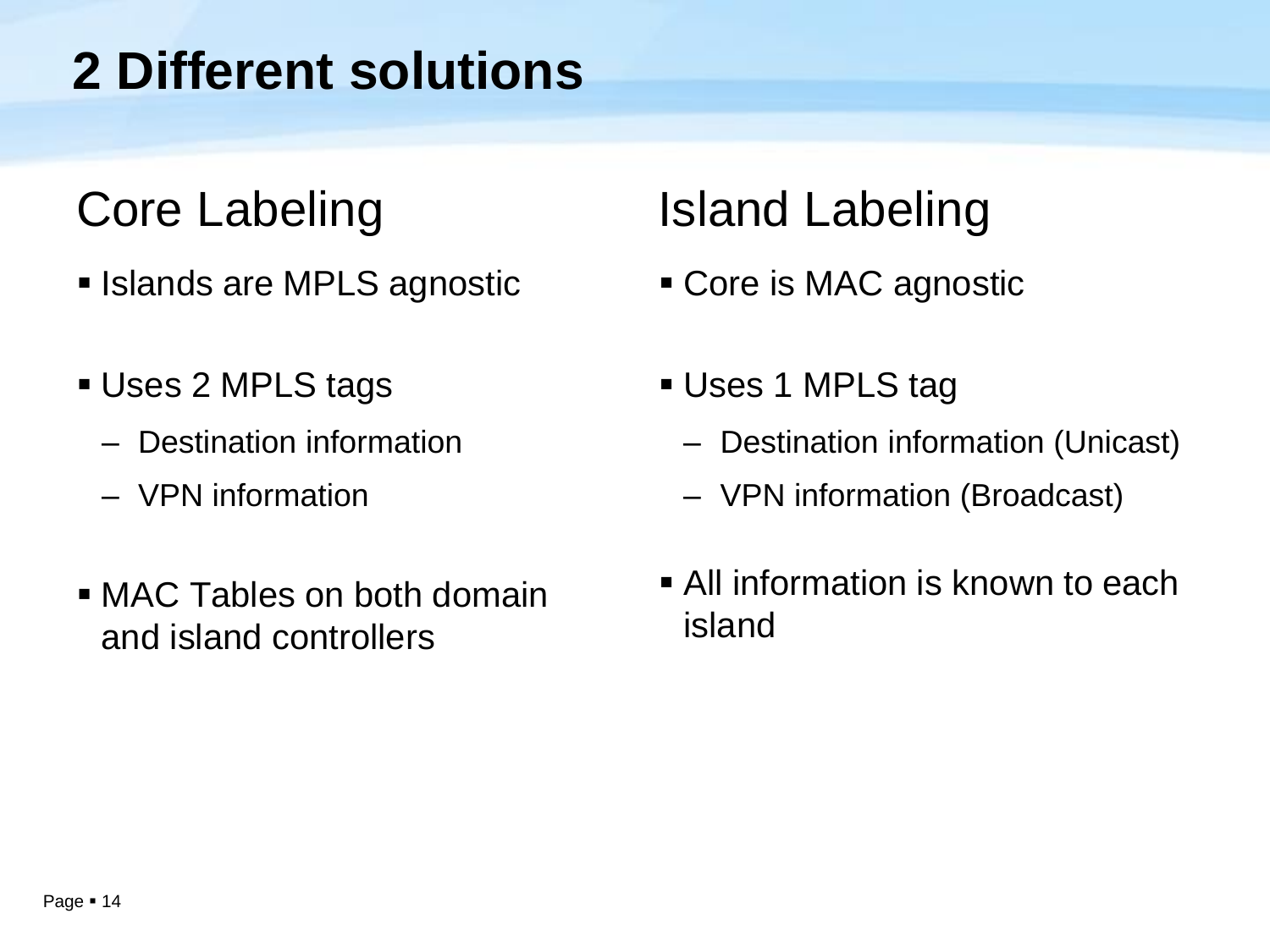# 2 Different solutions

## Core Labeling

- Islands are MPLS agnostic
- Uses 2 MPLS tags
  - Destination information
  - VPN information
- MAC Tables on both domain and island controllers

## Island Labeling

- Core is MAC agnostic
- Uses 1 MPLS tag
  - Destination information (Unicast)
  - VPN information (Broadcast)
- All information is known to each island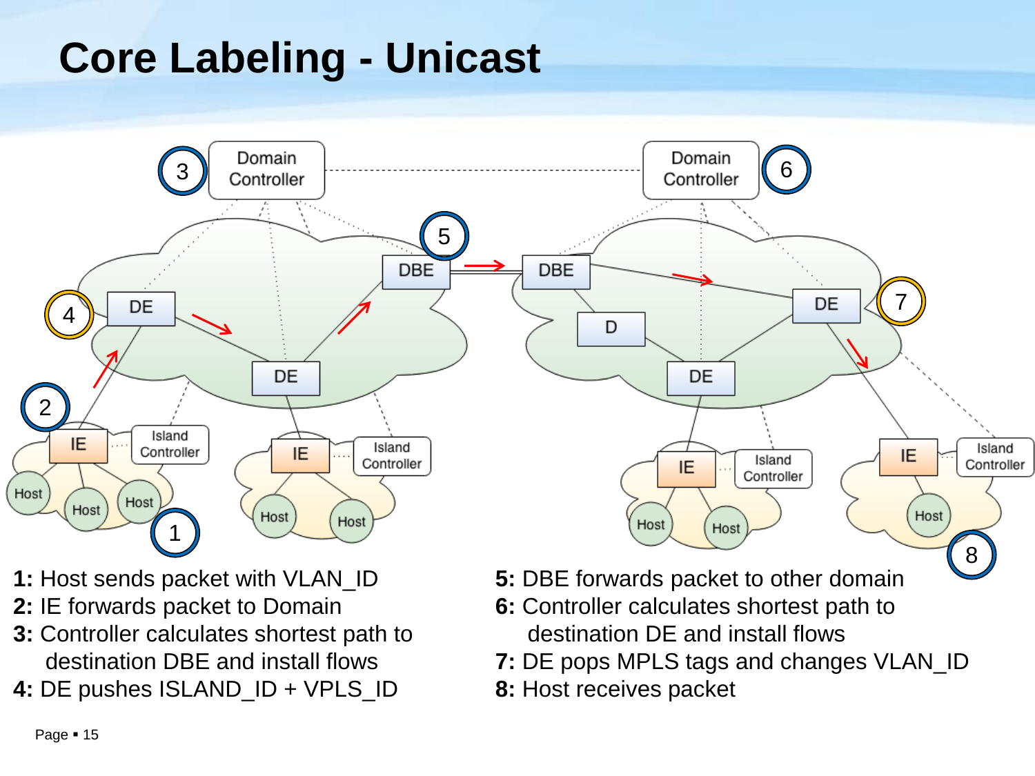# Core Labeling - Unicast

**1:** Host sends packet with VLAN_ID
**2:** IE forwards packet to Domain
**3:** Controller calculates shortest path to destination DBE and install flows
**4:** DE pushes ISLAND_ID + VPLS_ID

**5:** DBE forwards packet to other domain
**6:** Controller calculates shortest path to destination DE and install flows
**7:** DE pops MPLS tags and changes VLAN_ID
**8:** Host receives packet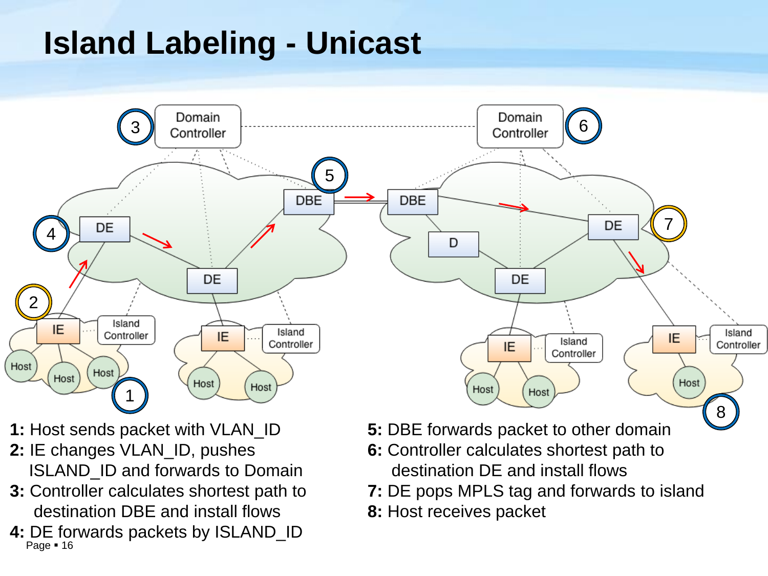# Island Labeling - Unicast

**1:** Host sends packet with VLAN_ID

**2:** IE changes VLAN_ID, pushes ISLAND_ID and forwards to Domain

**3:** Controller calculates shortest path to destination DBE and install flows

**4:** DE forwards packets by ISLAND_ID

**5:** DBE forwards packet to other domain

**6:** Controller calculates shortest path to destination DE and install flows

**7:** DE pops MPLS tag and forwards to island

**8:** Host receives packet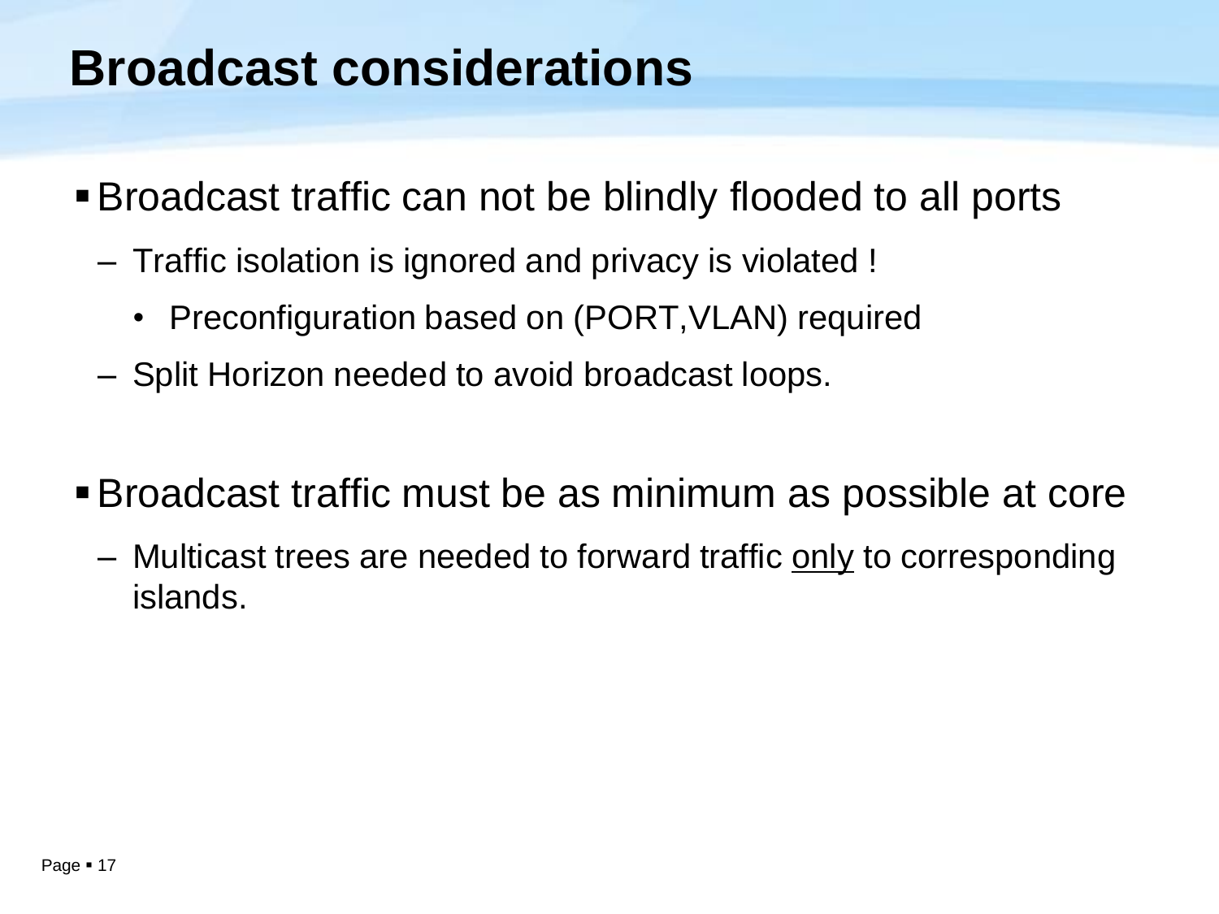# Broadcast considerations

- Broadcast traffic can not be blindly flooded to all ports
  - Traffic isolation is ignored and privacy is violated !
    - Preconfiguration based on (PORT,VLAN) required
  - Split Horizon needed to avoid broadcast loops.

- Broadcast traffic must be as minimum as possible at core
  - Multicast trees are needed to forward traffic <u>only</u> to corresponding islands.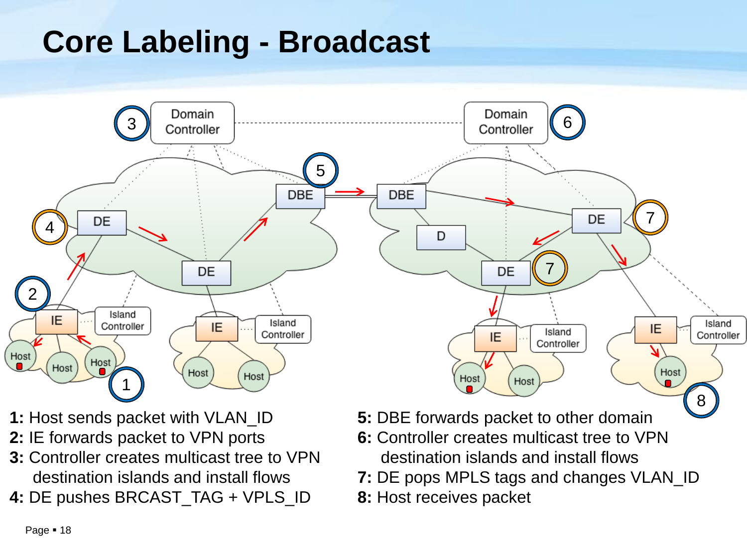# Core Labeling - Broadcast

**1:** Host sends packet with VLAN_ID
**2:** IE forwards packet to VPN ports
**3:** Controller creates multicast tree to VPN destination islands and install flows
**4:** DE pushes BRCAST_TAG + VPLS_ID

**5:** DBE forwards packet to other domain
**6:** Controller creates multicast tree to VPN destination islands and install flows
**7:** DE pops MPLS tags and changes VLAN_ID
**8:** Host receives packet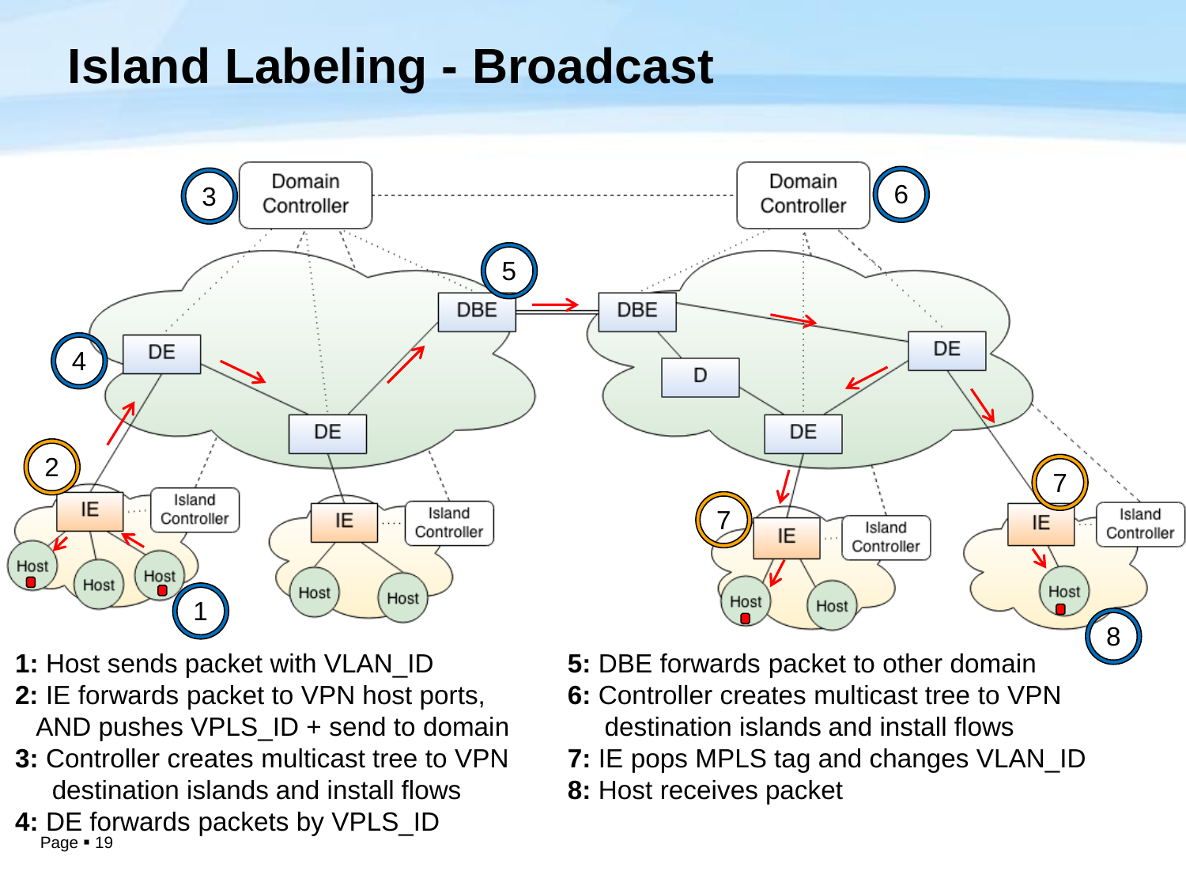# Island Labeling - Broadcast

**1:** Host sends packet with VLAN_ID
**2:** IE forwards packet to VPN host ports, AND pushes VPLS_ID + send to domain
**3:** Controller creates multicast tree to VPN destination islands and install flows
**4:** DE forwards packets by VPLS_ID

**5:** DBE forwards packet to other domain
**6:** Controller creates multicast tree to VPN destination islands and install flows
**7:** IE pops MPLS tag and changes VLAN_ID
**8:** Host receives packet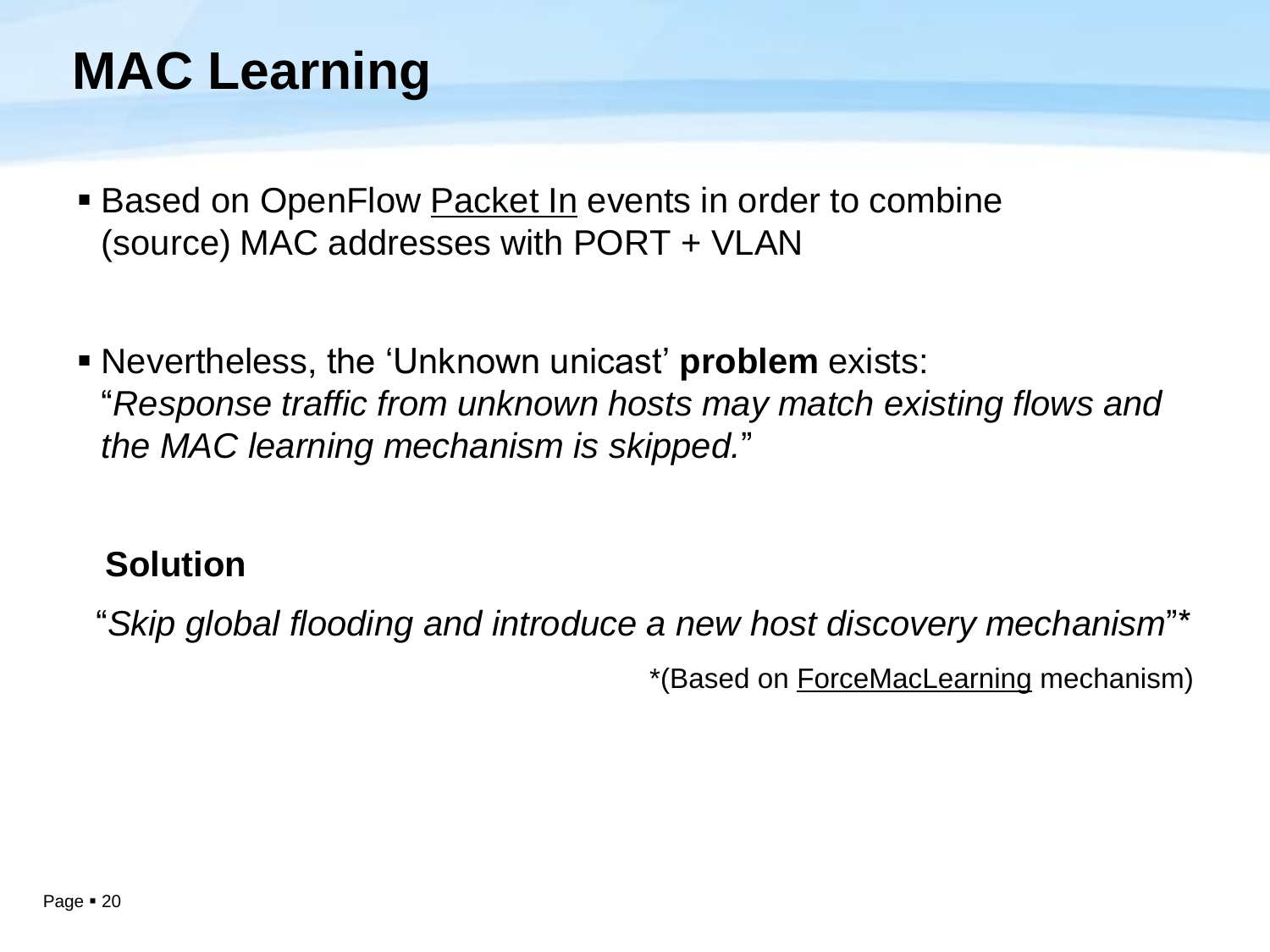# MAC Learning

- Based on OpenFlow Packet In events in order to combine (source) MAC addresses with PORT + VLAN

- Nevertheless, the 'Unknown unicast' **problem** exists: "*Response traffic from unknown hosts may match existing flows and the MAC learning mechanism is skipped.*"

**Solution**

"*Skip global flooding and introduce a new host discovery mechanism*"*

*(Based on ForceMacLearning mechanism)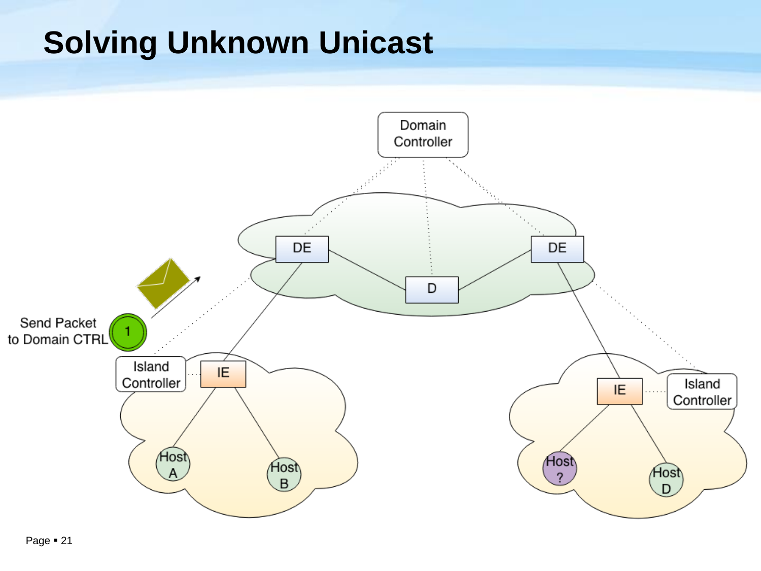# Solving Unknown Unicast

Domain Controller

DE

D

DE

Send Packet to Domain CTRL

1

Island Controller

IE

Host A

Host B

IE

Island Controller

Host ?

Host D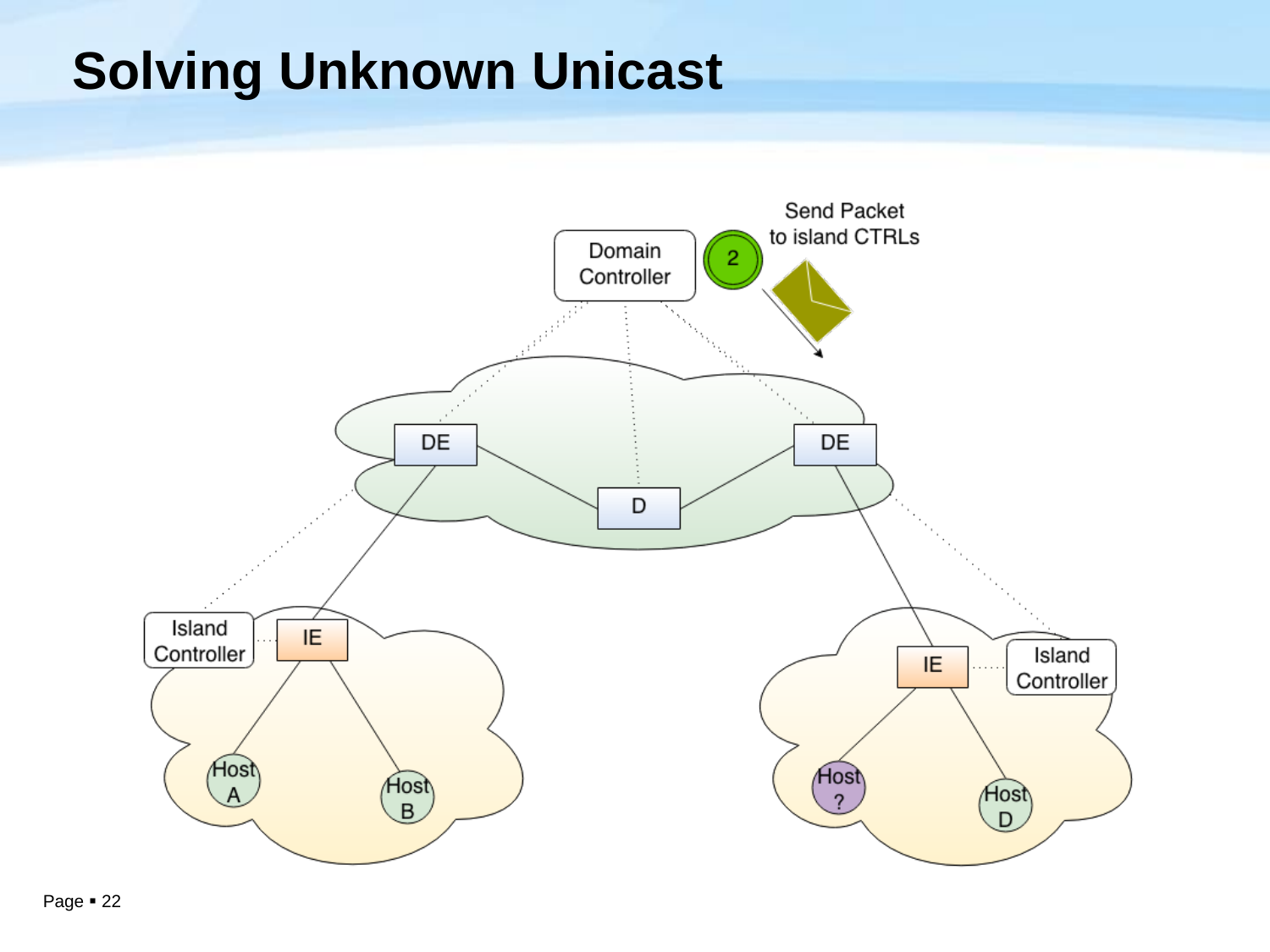# Solving Unknown Unicast

Send Packet to island CTRLs

2

Domain Controller

DE

D

DE

Island Controller

IE

Host A

Host B

IE

Island Controller

Host ?

Host D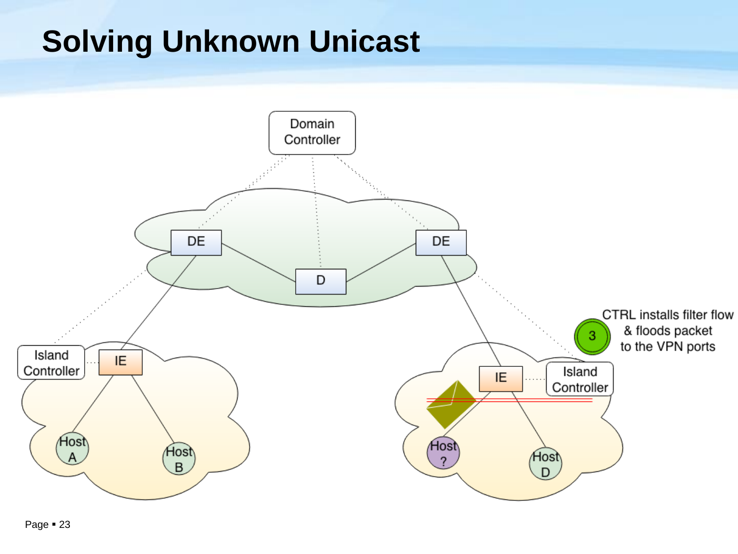# Solving Unknown Unicast

Domain Controller

DE

D

DE

Island Controller

IE

Host A

Host B

IE

Island Controller

Host ?

Host D

3 CTRL installs filter flow & floods packet to the VPN ports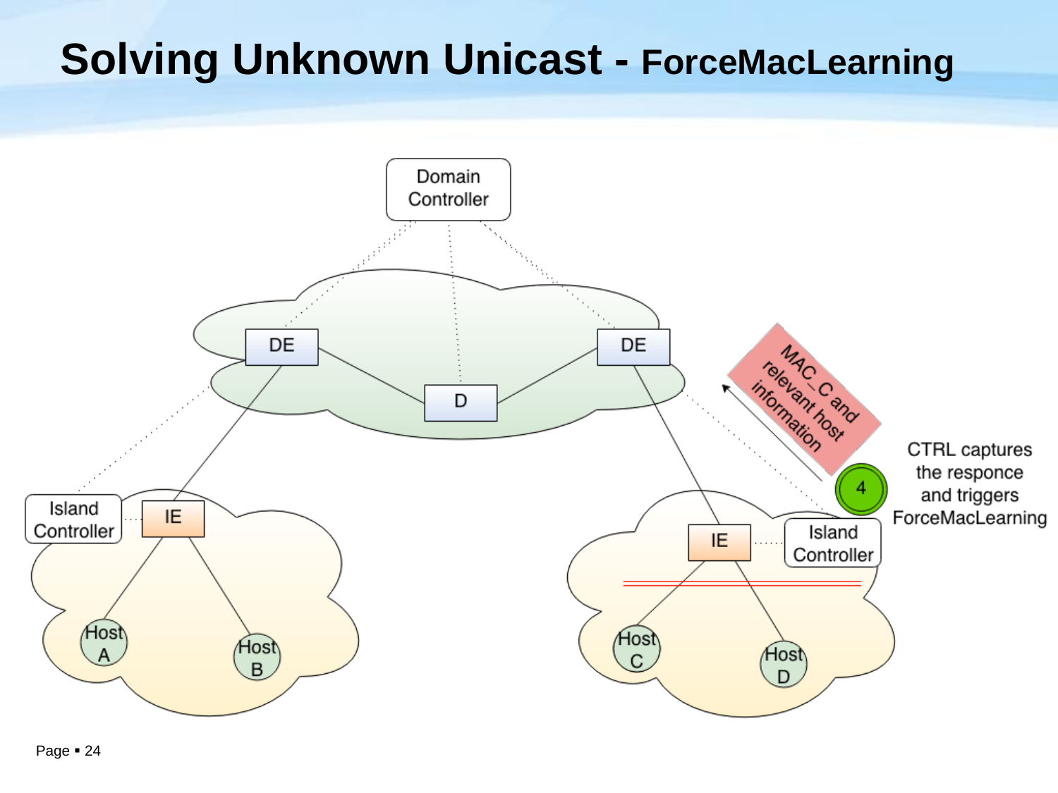# Solving Unknown Unicast - ForceMacLearning

Domain Controller

DE

D

DE

Island Controller

IE

Host A

Host B

IE

Island Controller

Host C

Host D

MAC_C and relevant host information

4

CTRL captures the responce and triggers ForceMacLearning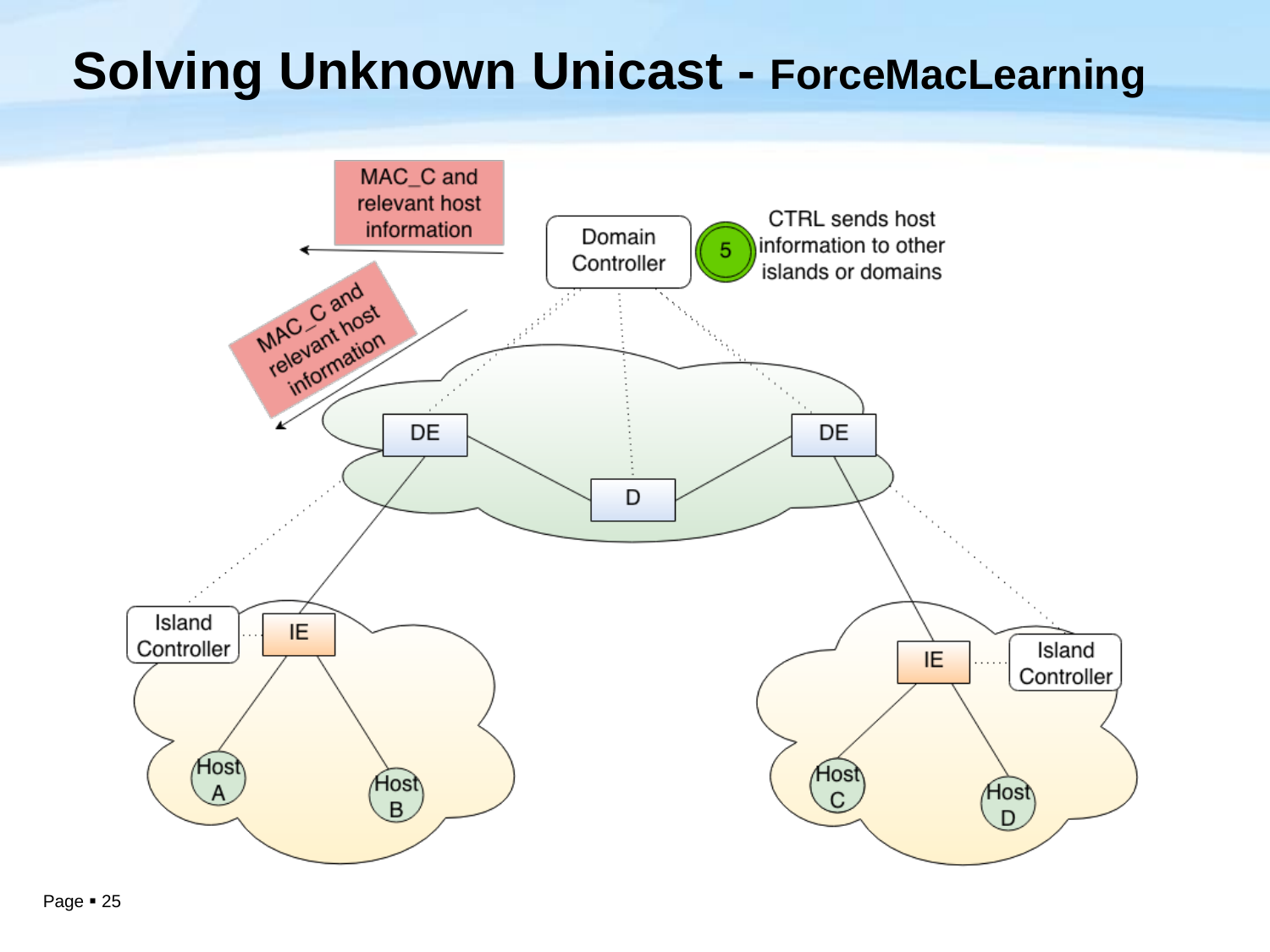# Solving Unknown Unicast - ForceMacLearning

MAC_C and relevant host information

MAC_C and relevant host information

Domain Controller

5 CTRL sends host information to other islands or domains

DE

DE

D

Island Controller

IE

Host A

Host B

IE

Island Controller

Host C

Host D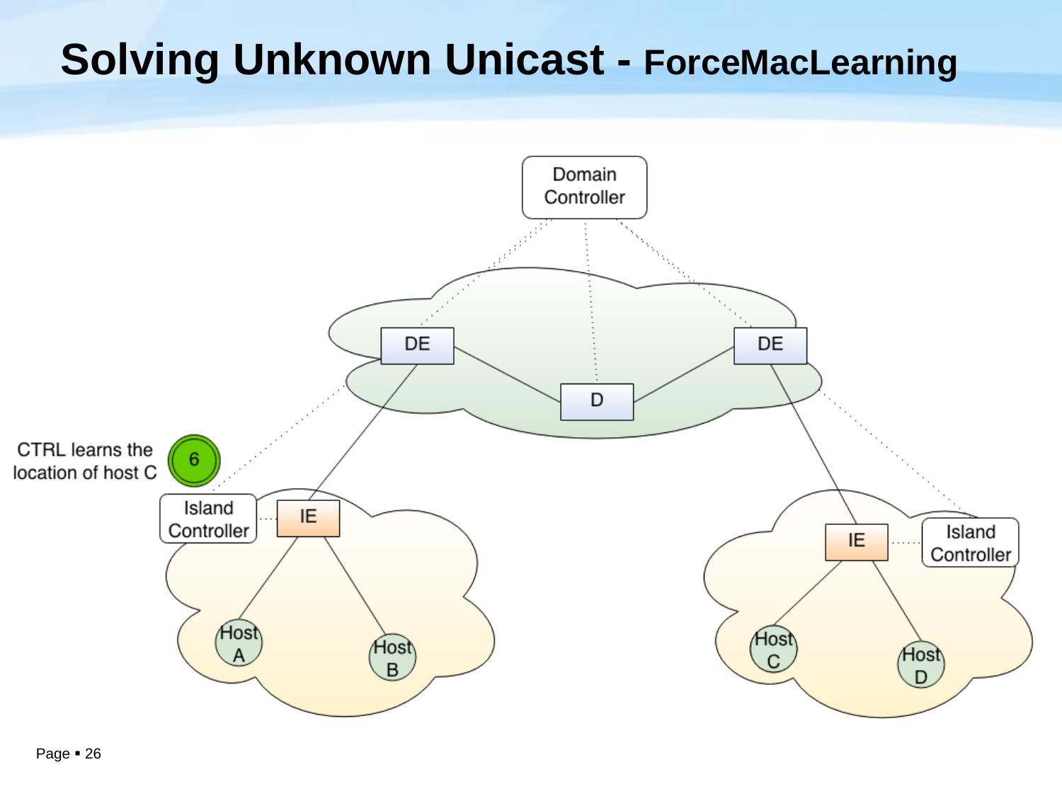# Solving Unknown Unicast - ForceMacLearning

Domain Controller

DE

D

DE

6

CTRL learns the location of host C

Island Controller

IE

Host A

Host B

IE

Island Controller

Host C

Host D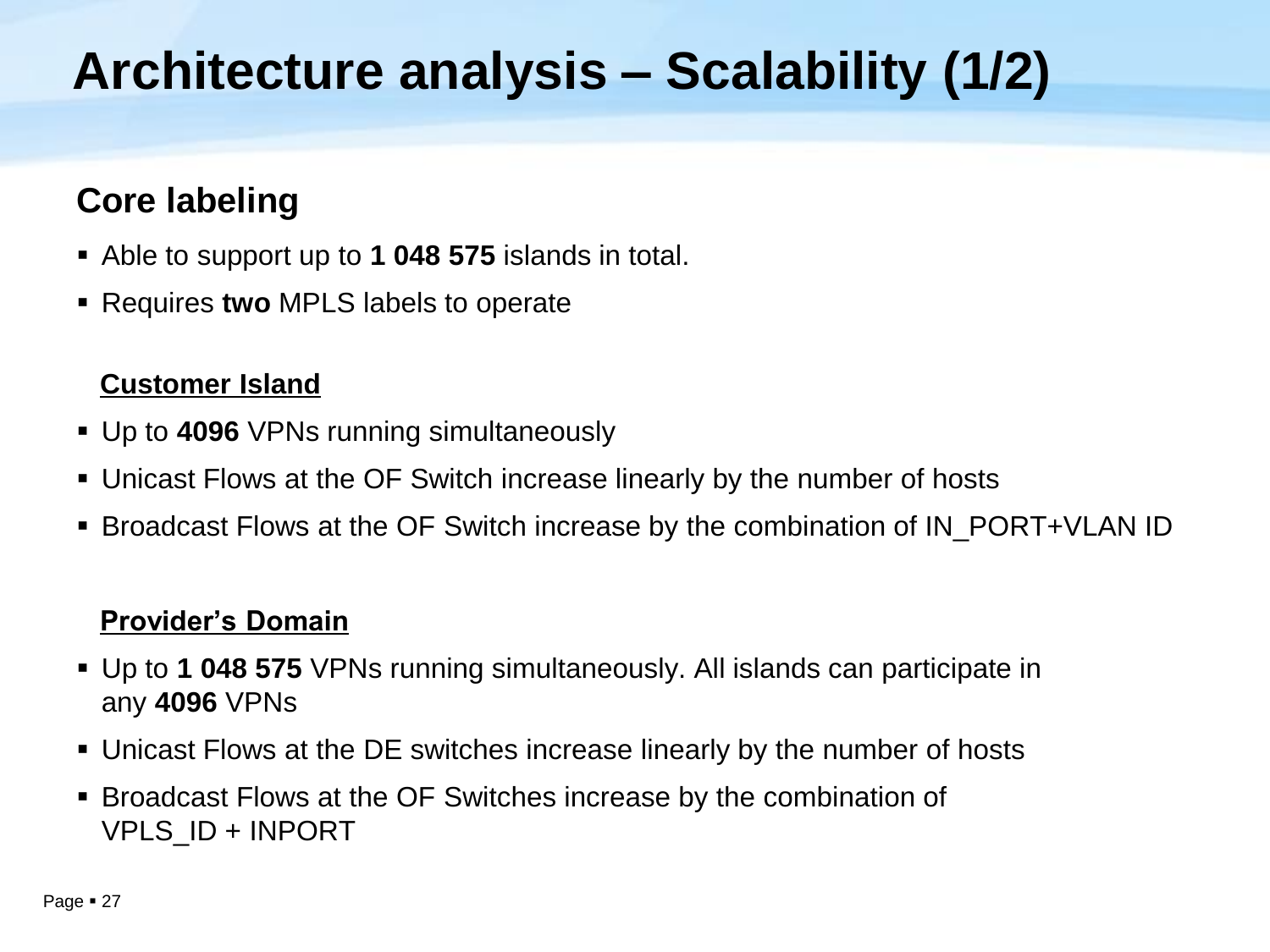# Architecture analysis – Scalability (1/2)

## Core labeling

- Able to support up to **1 048 575** islands in total.
- Requires **two** MPLS labels to operate

### Customer Island

- Up to **4096** VPNs running simultaneously
- Unicast Flows at the OF Switch increase linearly by the number of hosts
- Broadcast Flows at the OF Switch increase by the combination of IN_PORT+VLAN ID

### Provider's Domain

- Up to **1 048 575** VPNs running simultaneously. All islands can participate in any **4096** VPNs
- Unicast Flows at the DE switches increase linearly by the number of hosts
- Broadcast Flows at the OF Switches increase by the combination of VPLS_ID + INPORT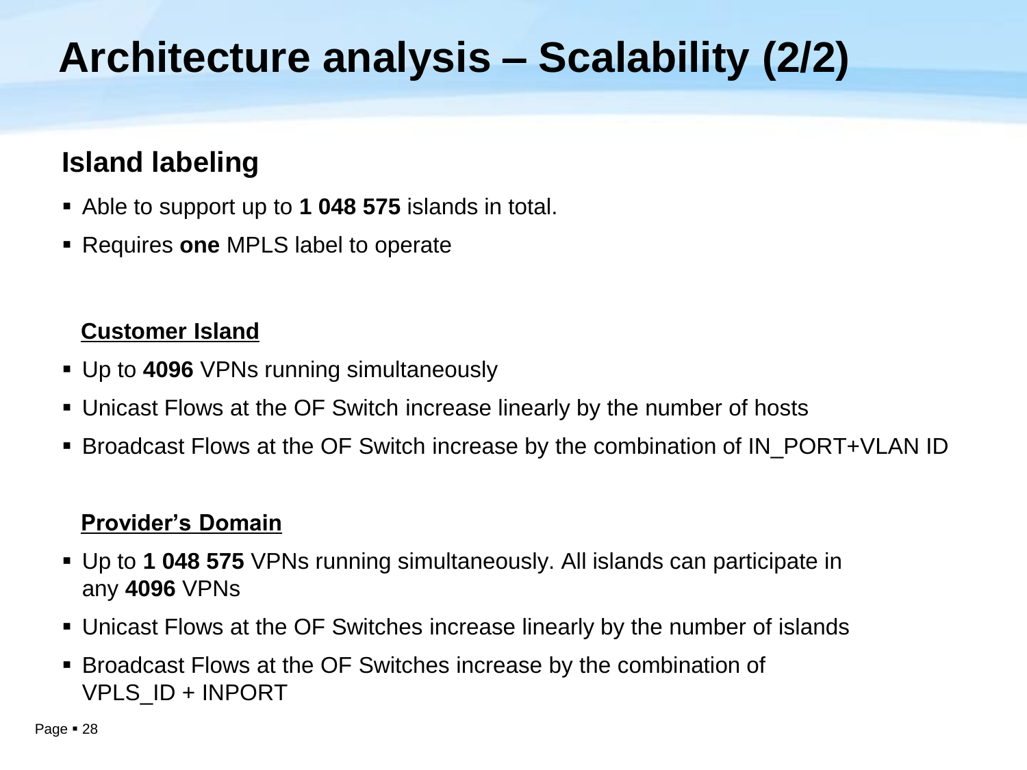# Architecture analysis – Scalability (2/2)

## Island labeling

- Able to support up to **1 048 575** islands in total.
- Requires **one** MPLS label to operate

### Customer Island

- Up to **4096** VPNs running simultaneously
- Unicast Flows at the OF Switch increase linearly by the number of hosts
- Broadcast Flows at the OF Switch increase by the combination of IN_PORT+VLAN ID

### Provider's Domain

- Up to **1 048 575** VPNs running simultaneously. All islands can participate in any **4096** VPNs
- Unicast Flows at the OF Switches increase linearly by the number of islands
- Broadcast Flows at the OF Switches increase by the combination of VPLS_ID + INPORT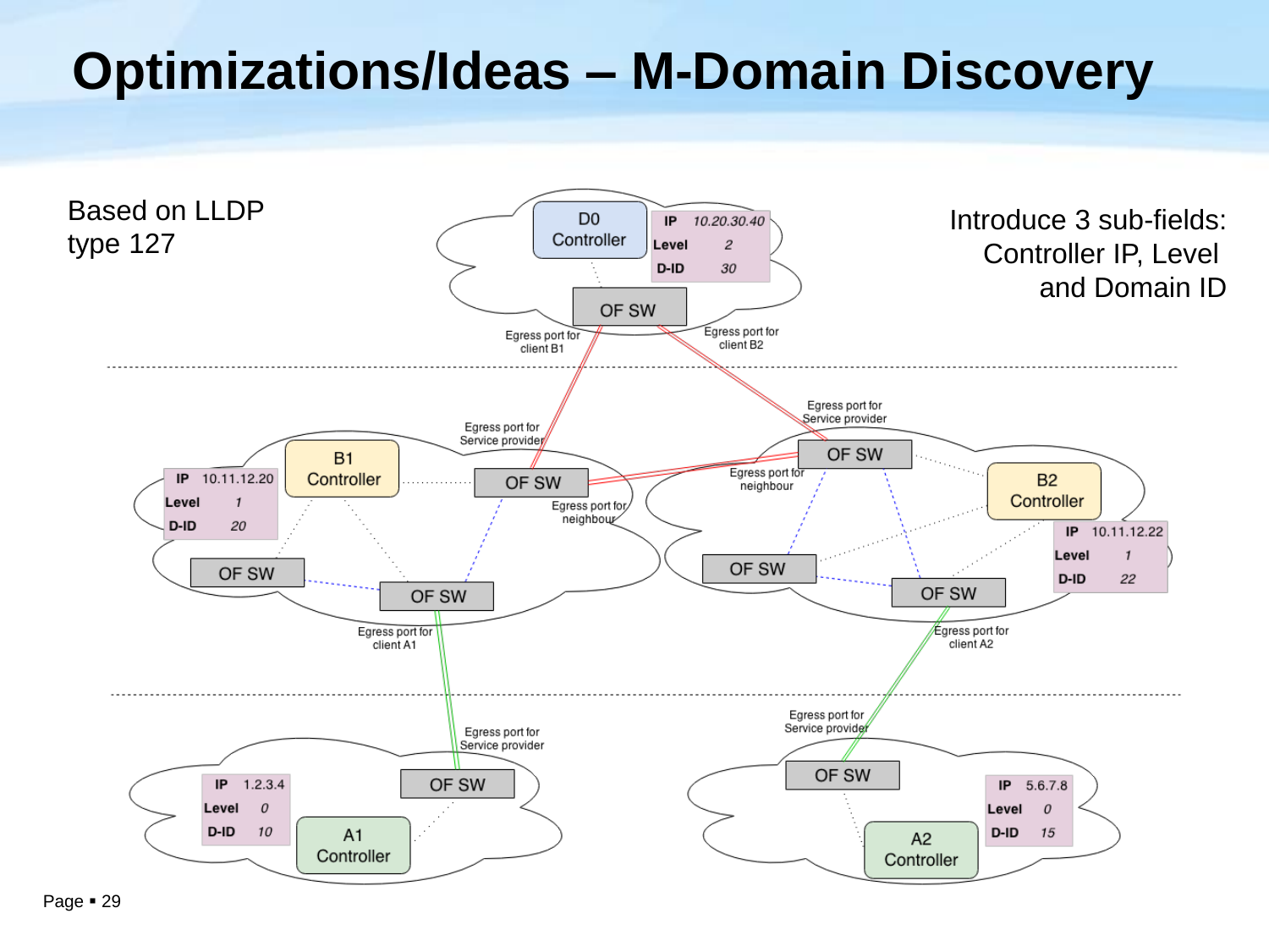# Optimizations/Ideas – M-Domain Discovery

Based on LLDP type 127

Introduce 3 sub-fields: Controller IP, Level and Domain ID

| Controller | IP | Level | D-ID |
|---|---|---|---|
| D0 Controller | 10.20.30.40 | 2 | 30 |
| B1 Controller | 10.11.12.20 | 1 | 20 |
| B2 Controller | 10.11.12.22 | 1 | 22 |
| A1 Controller | 1.2.3.4 | 0 | 10 |
| A2 Controller | 5.6.7.8 | 0 | 15 |

Labels: OF SW; Egress port for client B1; Egress port for client B2; Egress port for Service provider; Egress port for neighbour; Egress port for client A1; Egress port for client A2.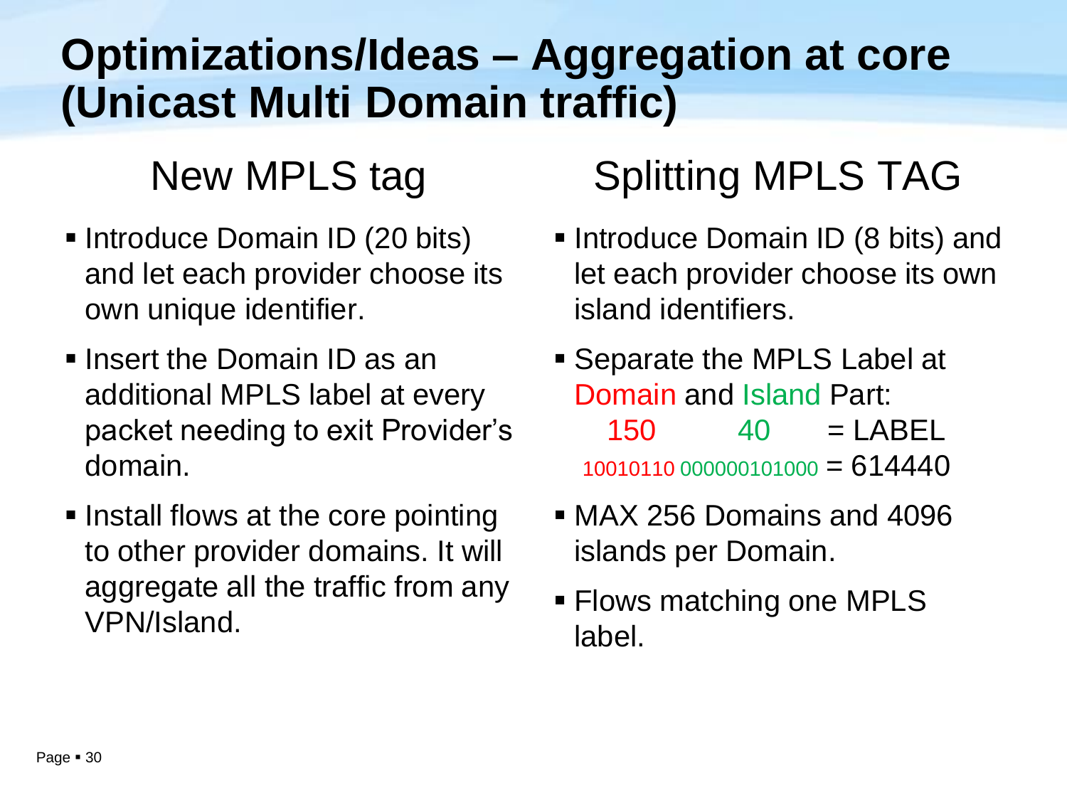# Optimizations/Ideas – Aggregation at core (Unicast Multi Domain traffic)

## New MPLS tag

- Introduce Domain ID (20 bits) and let each provider choose its own unique identifier.
- Insert the Domain ID as an additional MPLS label at every packet needing to exit Provider's domain.
- Install flows at the core pointing to other provider domains. It will aggregate all the traffic from any VPN/Island.

## Splitting MPLS TAG

- Introduce Domain ID (8 bits) and let each provider choose its own island identifiers.
- Separate the MPLS Label at Domain and Island Part:

  150 40 = LABEL

  10010110 000000101000 = 614440
- MAX 256 Domains and 4096 islands per Domain.
- Flows matching one MPLS label.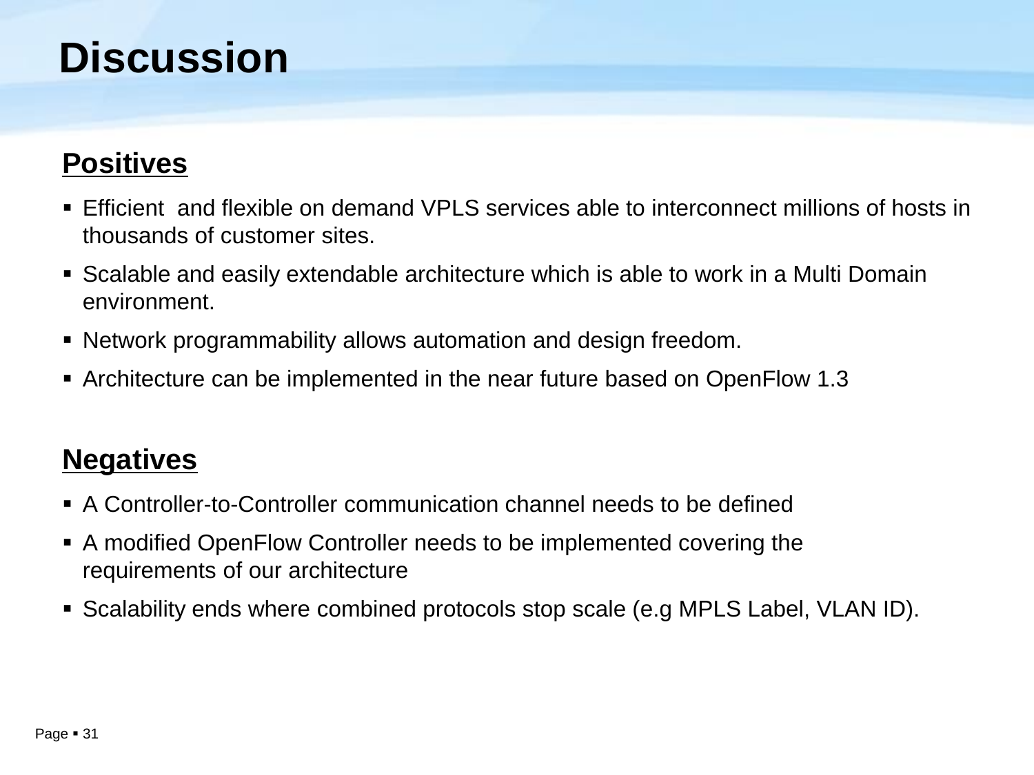# Discussion

## Positives

- Efficient  and flexible on demand VPLS services able to interconnect millions of hosts in thousands of customer sites.
- Scalable and easily extendable architecture which is able to work in a Multi Domain environment.
- Network programmability allows automation and design freedom.
- Architecture can be implemented in the near future based on OpenFlow 1.3

## Negatives

- A Controller-to-Controller communication channel needs to be defined
- A modified OpenFlow Controller needs to be implemented covering the requirements of our architecture
- Scalability ends where combined protocols stop scale (e.g MPLS Label, VLAN ID).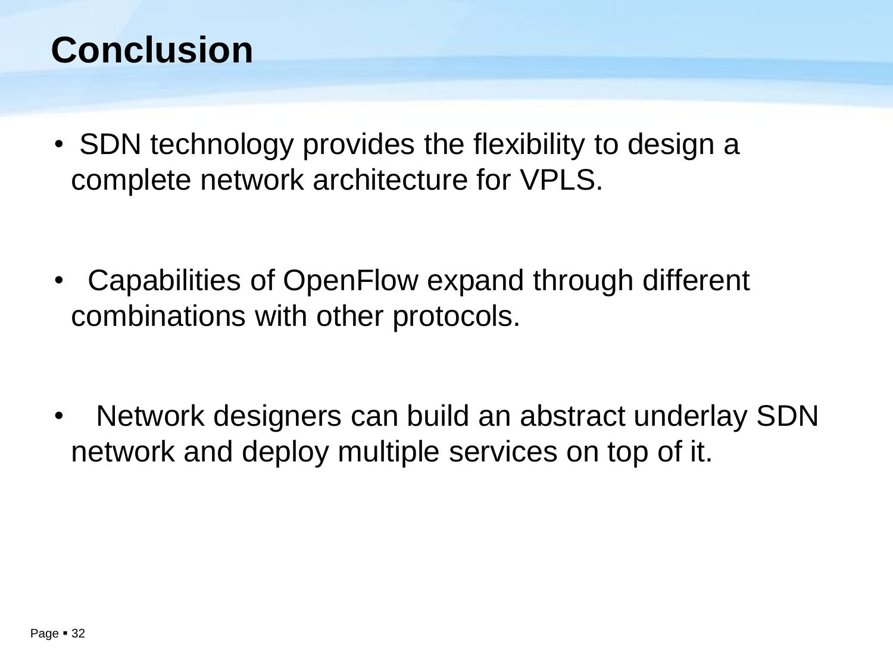# Conclusion

- SDN technology provides the flexibility to design a complete network architecture for VPLS.
- Capabilities of OpenFlow expand through different combinations with other protocols.
- Network designers can build an abstract underlay SDN network and deploy multiple services on top of it.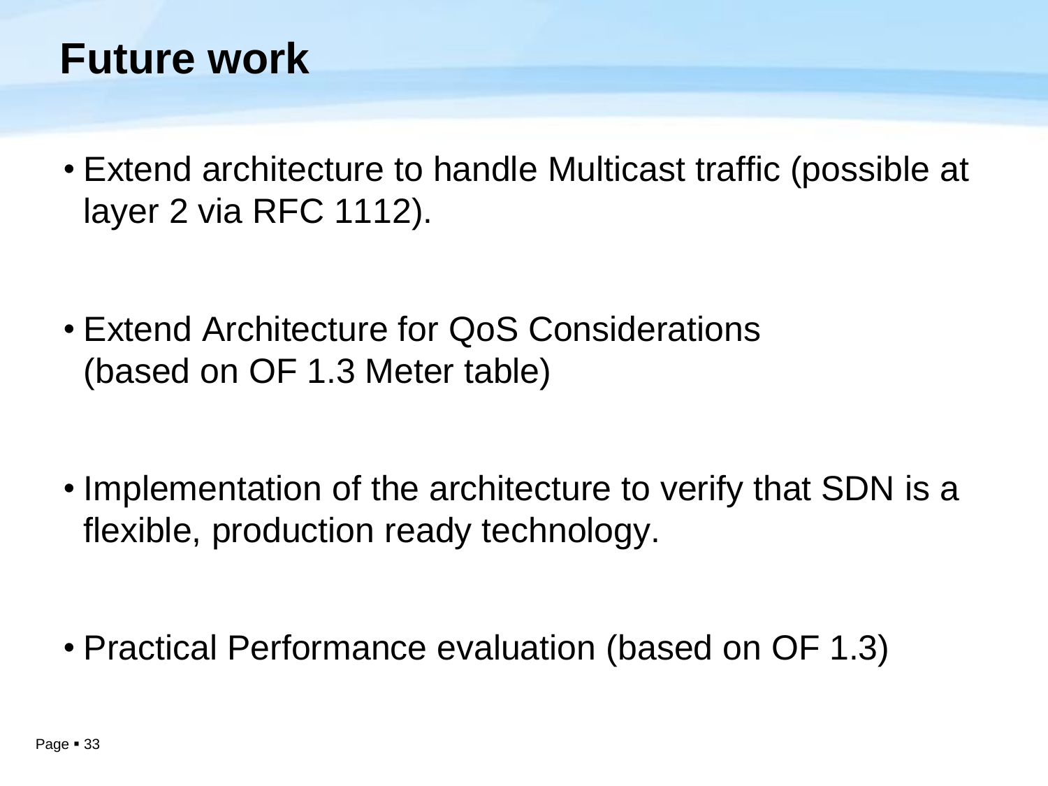# Future work

- Extend architecture to handle Multicast traffic (possible at layer 2 via RFC 1112).

- Extend Architecture for QoS Considerations (based on OF 1.3 Meter table)

- Implementation of the architecture to verify that SDN is a flexible, production ready technology.

- Practical Performance evaluation (based on OF 1.3)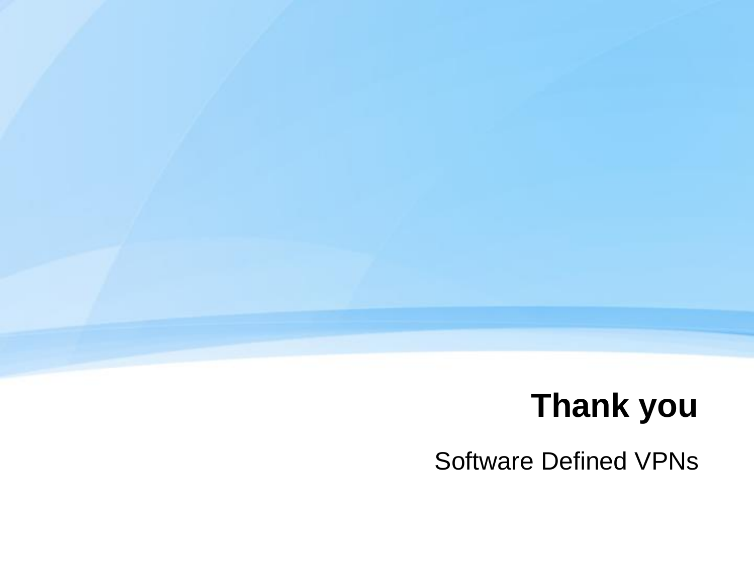# Thank you

Software Defined VPNs